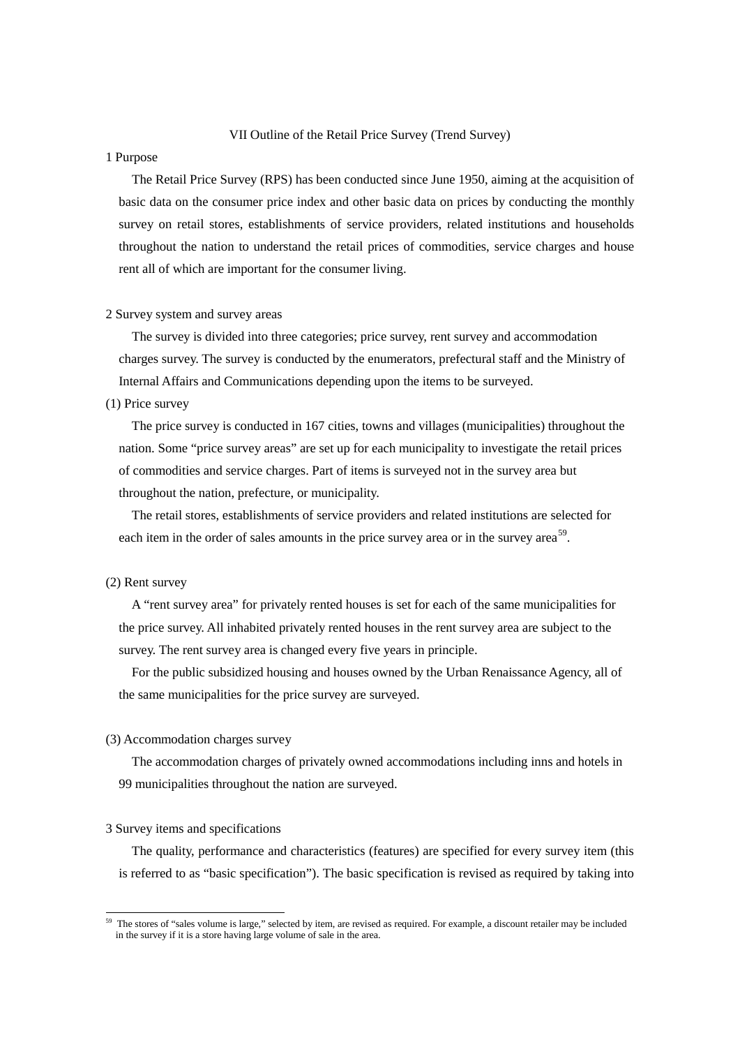# VII Outline of the Retail Price Survey (Trend Survey)

## 1 Purpose

The Retail Price Survey (RPS) has been conducted since June 1950, aiming at the acquisition of basic data on the consumer price index and other basic data on prices by conducting the monthly survey on retail stores, establishments of service providers, related institutions and households throughout the nation to understand the retail prices of commodities, service charges and house rent all of which are important for the consumer living.

## 2 Survey system and survey areas

The survey is divided into three categories; price survey, rent survey and accommodation charges survey. The survey is conducted by the enumerators, prefectural staff and the Ministry of Internal Affairs and Communications depending upon the items to be surveyed.

### (1) Price survey

The price survey is conducted in 167 cities, towns and villages (municipalities) throughout the nation. Some "price survey areas" are set up for each municipality to investigate the retail prices of commodities and service charges. Part of items is surveyed not in the survey area but throughout the nation, prefecture, or municipality.

The retail stores, establishments of service providers and related institutions are selected for each item in the order of sales amounts in the price survey area or in the survey area[59].

### (2) Rent survey

A "rent survey area" for privately rented houses is set for each of the same municipalities for the price survey. All inhabited privately rented houses in the rent survey area are subject to the survey. The rent survey area is changed every five years in principle.

For the public subsidized housing and houses owned by the Urban Renaissance Agency, all of the same municipalities for the price survey are surveyed.

### (3) Accommodation charges survey

The accommodation charges of privately owned accommodations including inns and hotels in 99 municipalities throughout the nation are surveyed.

## 3 Survey items and specifications

The quality, performance and characteristics (features) are specified for every survey item (this is referred to as "basic specification"). The basic specification is revised as required by taking into

---

[59] The stores of "sales volume is large," selected by item, are revised as required. For example, a discount retailer may be included in the survey if it is a store having large volume of sale in the area.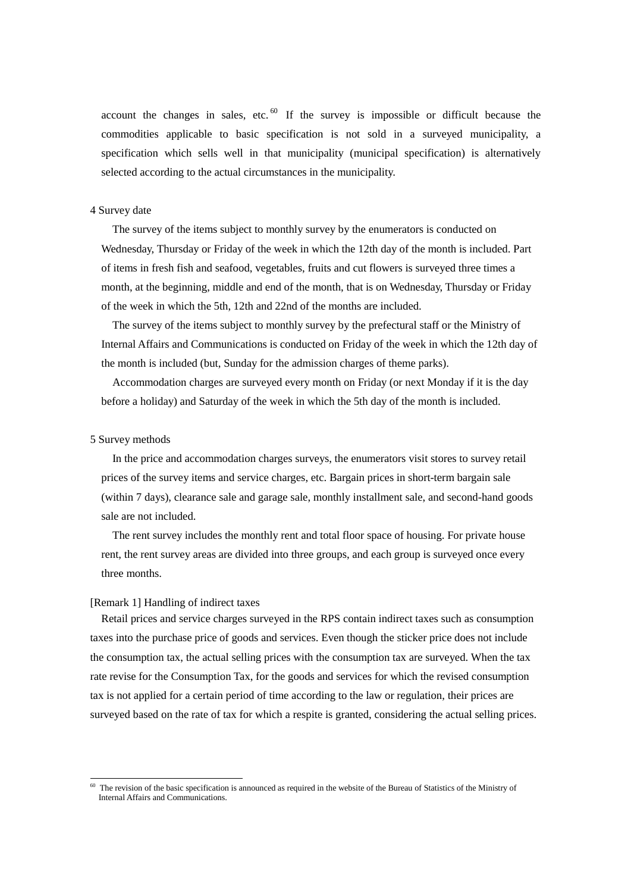account the changes in sales, etc.[60] If the survey is impossible or difficult because the commodities applicable to basic specification is not sold in a surveyed municipality, a specification which sells well in that municipality (municipal specification) is alternatively selected according to the actual circumstances in the municipality.

4 Survey date

The survey of the items subject to monthly survey by the enumerators is conducted on Wednesday, Thursday or Friday of the week in which the 12th day of the month is included. Part of items in fresh fish and seafood, vegetables, fruits and cut flowers is surveyed three times a month, at the beginning, middle and end of the month, that is on Wednesday, Thursday or Friday of the week in which the 5th, 12th and 22nd of the months are included.

The survey of the items subject to monthly survey by the prefectural staff or the Ministry of Internal Affairs and Communications is conducted on Friday of the week in which the 12th day of the month is included (but, Sunday for the admission charges of theme parks).

Accommodation charges are surveyed every month on Friday (or next Monday if it is the day before a holiday) and Saturday of the week in which the 5th day of the month is included.

5 Survey methods

In the price and accommodation charges surveys, the enumerators visit stores to survey retail prices of the survey items and service charges, etc. Bargain prices in short-term bargain sale (within 7 days), clearance sale and garage sale, monthly installment sale, and second-hand goods sale are not included.

The rent survey includes the monthly rent and total floor space of housing. For private house rent, the rent survey areas are divided into three groups, and each group is surveyed once every three months.

[Remark 1] Handling of indirect taxes

Retail prices and service charges surveyed in the RPS contain indirect taxes such as consumption taxes into the purchase price of goods and services. Even though the sticker price does not include the consumption tax, the actual selling prices with the consumption tax are surveyed. When the tax rate revise for the Consumption Tax, for the goods and services for which the revised consumption tax is not applied for a certain period of time according to the law or regulation, their prices are surveyed based on the rate of tax for which a respite is granted, considering the actual selling prices.

---

[60] The revision of the basic specification is announced as required in the website of the Bureau of Statistics of the Ministry of Internal Affairs and Communications.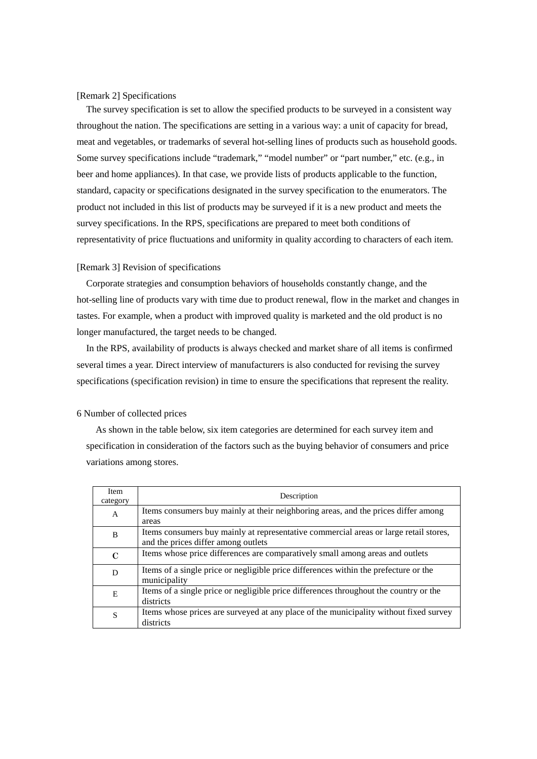[Remark 2] Specifications

The survey specification is set to allow the specified products to be surveyed in a consistent way throughout the nation. The specifications are setting in a various way: a unit of capacity for bread, meat and vegetables, or trademarks of several hot-selling lines of products such as household goods. Some survey specifications include “trademark,” “model number” or “part number,” etc. (e.g., in beer and home appliances). In that case, we provide lists of products applicable to the function, standard, capacity or specifications designated in the survey specification to the enumerators. The product not included in this list of products may be surveyed if it is a new product and meets the survey specifications. In the RPS, specifications are prepared to meet both conditions of representativity of price fluctuations and uniformity in quality according to characters of each item.

[Remark 3] Revision of specifications

Corporate strategies and consumption behaviors of households constantly change, and the hot-selling line of products vary with time due to product renewal, flow in the market and changes in tastes. For example, when a product with improved quality is marketed and the old product is no longer manufactured, the target needs to be changed.

In the RPS, availability of products is always checked and market share of all items is confirmed several times a year. Direct interview of manufacturers is also conducted for revising the survey specifications (specification revision) in time to ensure the specifications that represent the reality.

## 6 Number of collected prices

As shown in the table below, six item categories are determined for each survey item and specification in consideration of the factors such as the buying behavior of consumers and price variations among stores.

| Item category | Description |
|---|---|
| A | Items consumers buy mainly at their neighboring areas, and the prices differ among areas |
| B | Items consumers buy mainly at representative commercial areas or large retail stores, and the prices differ among outlets |
| C | Items whose price differences are comparatively small among areas and outlets |
| D | Items of a single price or negligible price differences within the prefecture or the municipality |
| E | Items of a single price or negligible price differences throughout the country or the districts |
| S | Items whose prices are surveyed at any place of the municipality without fixed survey districts |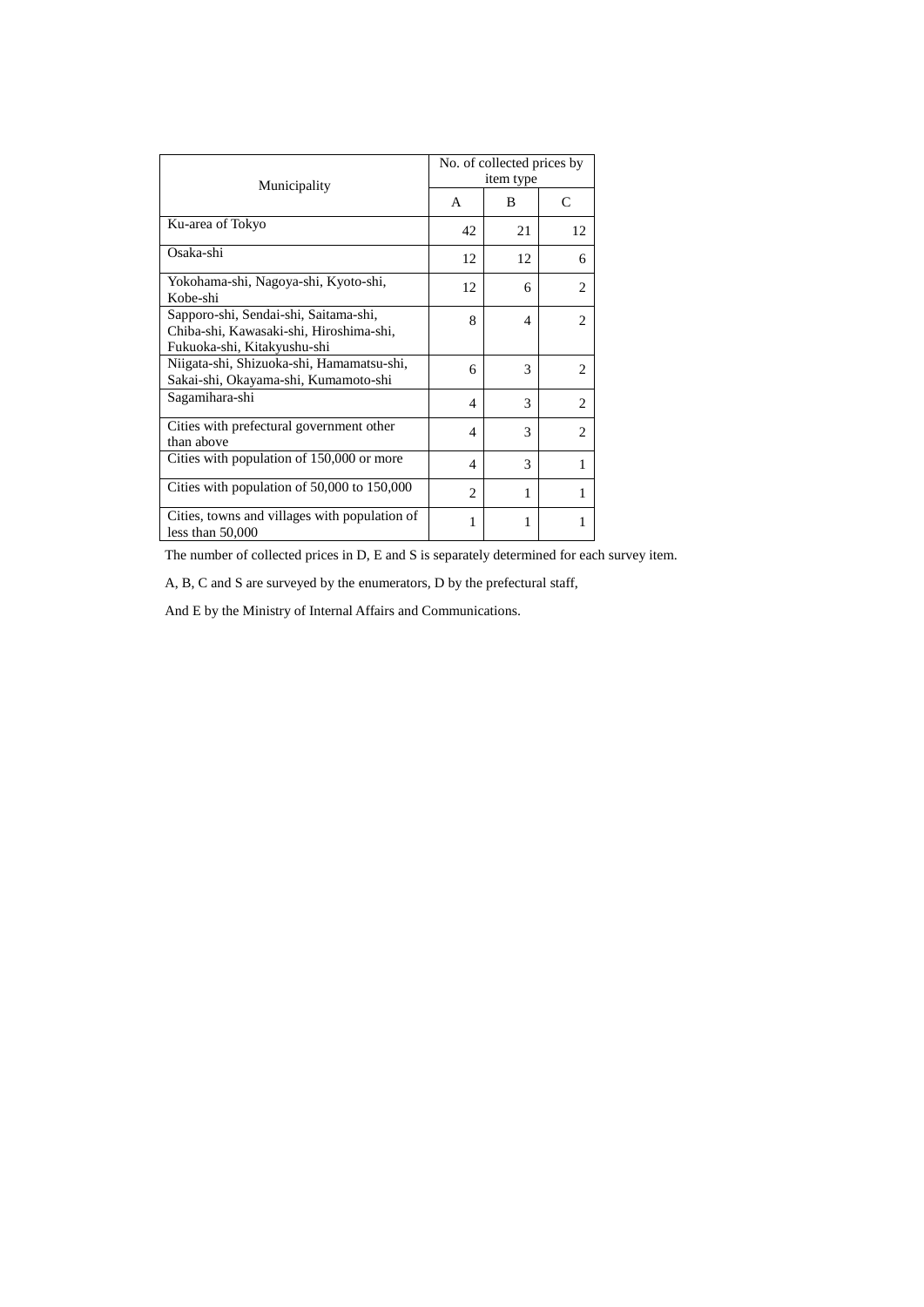| Municipality | No. of collected prices by item type | | |
|---|---|---|---|
| | A | B | C |
| Ku-area of Tokyo | 42 | 21 | 12 |
| Osaka-shi | 12 | 12 | 6 |
| Yokohama-shi, Nagoya-shi, Kyoto-shi, Kobe-shi | 12 | 6 | 2 |
| Sapporo-shi, Sendai-shi, Saitama-shi, Chiba-shi, Kawasaki-shi, Hiroshima-shi, Fukuoka-shi, Kitakyushu-shi | 8 | 4 | 2 |
| Niigata-shi, Shizuoka-shi, Hamamatsu-shi, Sakai-shi, Okayama-shi, Kumamoto-shi | 6 | 3 | 2 |
| Sagamihara-shi | 4 | 3 | 2 |
| Cities with prefectural government other than above | 4 | 3 | 2 |
| Cities with population of 150,000 or more | 4 | 3 | 1 |
| Cities with population of 50,000 to 150,000 | 2 | 1 | 1 |
| Cities, towns and villages with population of less than 50,000 | 1 | 1 | 1 |

The number of collected prices in D, E and S is separately determined for each survey item.

A, B, C and S are surveyed by the enumerators, D by the prefectural staff,

And E by the Ministry of Internal Affairs and Communications.